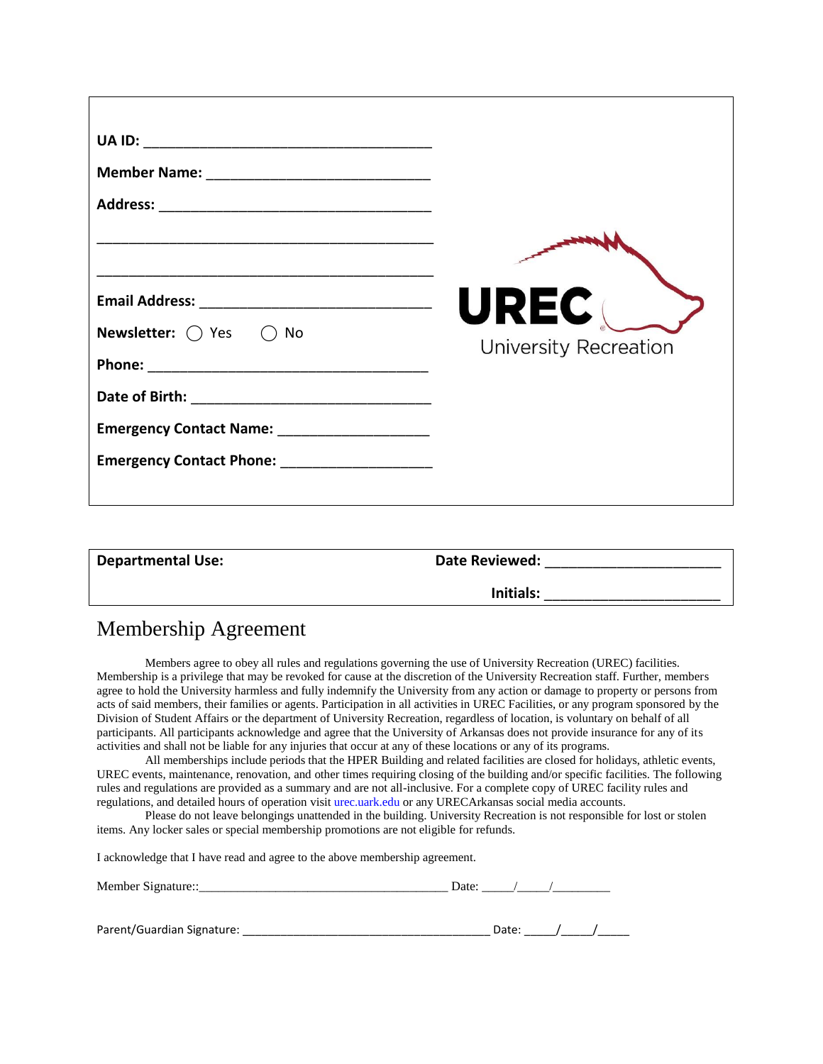**UA ID:** ___________________________________

**Member Name:** ___________________________

**Address:** _________________________________

_____________________________________________

_____________________________________________

**Email Address:** ___________________________

**Newsletter:** ◯ Yes ◯ No

**Phone:** ___________________________________

**Date of Birth:** ____________________________

**Emergency Contact Name:** __________________

**Emergency Contact Phone:** __________________

UREC University Recreation

**Departmental Use:** **Date Reviewed:** ______________________

**Initials:** ______________________

# Membership Agreement

Members agree to obey all rules and regulations governing the use of University Recreation (UREC) facilities. Membership is a privilege that may be revoked for cause at the discretion of the University Recreation staff. Further, members agree to hold the University harmless and fully indemnify the University from any action or damage to property or persons from acts of said members, their families or agents. Participation in all activities in UREC Facilities, or any program sponsored by the Division of Student Affairs or the department of University Recreation, regardless of location, is voluntary on behalf of all participants. All participants acknowledge and agree that the University of Arkansas does not provide insurance for any of its activities and shall not be liable for any injuries that occur at any of these locations or any of its programs.

All memberships include periods that the HPER Building and related facilities are closed for holidays, athletic events, UREC events, maintenance, renovation, and other times requiring closing of the building and/or specific facilities. The following rules and regulations are provided as a summary and are not all-inclusive. For a complete copy of UREC facility rules and regulations, and detailed hours of operation visit urec.uark.edu or any URECArkansas social media accounts.

Please do not leave belongings unattended in the building. University Recreation is not responsible for lost or stolen items. Any locker sales or special membership promotions are not eligible for refunds.

I acknowledge that I have read and agree to the above membership agreement.

Member Signature::_______________________________________ Date: _____/_____/_________

Parent/Guardian Signature: _______________________________________ Date: _____/_____/_____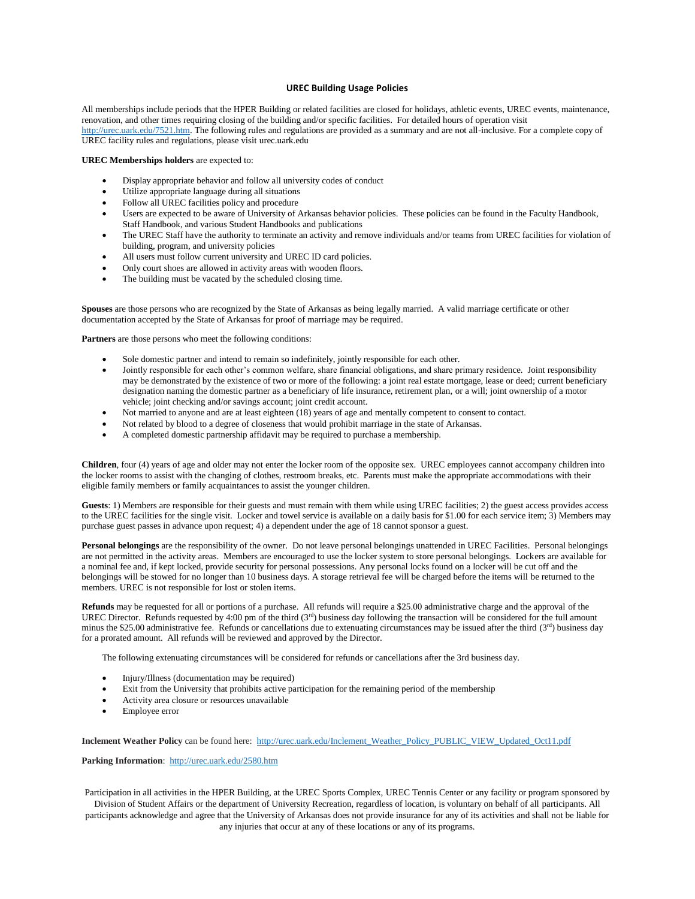# UREC Building Usage Policies

All memberships include periods that the HPER Building or related facilities are closed for holidays, athletic events, UREC events, maintenance, renovation, and other times requiring closing of the building and/or specific facilities. For detailed hours of operation visit http://urec.uark.edu/7521.htm. The following rules and regulations are provided as a summary and are not all-inclusive. For a complete copy of UREC facility rules and regulations, please visit urec.uark.edu

**UREC Memberships holders** are expected to:

- Display appropriate behavior and follow all university codes of conduct
- Utilize appropriate language during all situations
- Follow all UREC facilities policy and procedure
- Users are expected to be aware of University of Arkansas behavior policies. These policies can be found in the Faculty Handbook, Staff Handbook, and various Student Handbooks and publications
- The UREC Staff have the authority to terminate an activity and remove individuals and/or teams from UREC facilities for violation of building, program, and university policies
- All users must follow current university and UREC ID card policies.
- Only court shoes are allowed in activity areas with wooden floors.
- The building must be vacated by the scheduled closing time.

**Spouses** are those persons who are recognized by the State of Arkansas as being legally married. A valid marriage certificate or other documentation accepted by the State of Arkansas for proof of marriage may be required.

**Partners** are those persons who meet the following conditions:

- Sole domestic partner and intend to remain so indefinitely, jointly responsible for each other.
- Jointly responsible for each other's common welfare, share financial obligations, and share primary residence. Joint responsibility may be demonstrated by the existence of two or more of the following: a joint real estate mortgage, lease or deed; current beneficiary designation naming the domestic partner as a beneficiary of life insurance, retirement plan, or a will; joint ownership of a motor vehicle; joint checking and/or savings account; joint credit account.
- Not married to anyone and are at least eighteen (18) years of age and mentally competent to consent to contact.
- Not related by blood to a degree of closeness that would prohibit marriage in the state of Arkansas.
- A completed domestic partnership affidavit may be required to purchase a membership.

**Children**, four (4) years of age and older may not enter the locker room of the opposite sex. UREC employees cannot accompany children into the locker rooms to assist with the changing of clothes, restroom breaks, etc. Parents must make the appropriate accommodations with their eligible family members or family acquaintances to assist the younger children.

**Guests**: 1) Members are responsible for their guests and must remain with them while using UREC facilities; 2) the guest access provides access to the UREC facilities for the single visit. Locker and towel service is available on a daily basis for $1.00 for each service item; 3) Members may purchase guest passes in advance upon request; 4) a dependent under the age of 18 cannot sponsor a guest.

**Personal belongings** are the responsibility of the owner. Do not leave personal belongings unattended in UREC Facilities. Personal belongings are not permitted in the activity areas. Members are encouraged to use the locker system to store personal belongings. Lockers are available for a nominal fee and, if kept locked, provide security for personal possessions. Any personal locks found on a locker will be cut off and the belongings will be stowed for no longer than 10 business days. A storage retrieval fee will be charged before the items will be returned to the members. UREC is not responsible for lost or stolen items.

**Refunds** may be requested for all or portions of a purchase. All refunds will require a $25.00 administrative charge and the approval of the UREC Director. Refunds requested by 4:00 pm of the third (3rd) business day following the transaction will be considered for the full amount minus the $25.00 administrative fee. Refunds or cancellations due to extenuating circumstances may be issued after the third (3rd) business day for a prorated amount. All refunds will be reviewed and approved by the Director.

The following extenuating circumstances will be considered for refunds or cancellations after the 3rd business day.

- Injury/Illness (documentation may be required)
- Exit from the University that prohibits active participation for the remaining period of the membership
- Activity area closure or resources unavailable
- Employee error

**Inclement Weather Policy** can be found here: http://urec.uark.edu/Inclement_Weather_Policy_PUBLIC_VIEW_Updated_Oct11.pdf

**Parking Information**: http://urec.uark.edu/2580.htm

Participation in all activities in the HPER Building, at the UREC Sports Complex, UREC Tennis Center or any facility or program sponsored by Division of Student Affairs or the department of University Recreation, regardless of location, is voluntary on behalf of all participants. All participants acknowledge and agree that the University of Arkansas does not provide insurance for any of its activities and shall not be liable for any injuries that occur at any of these locations or any of its programs.